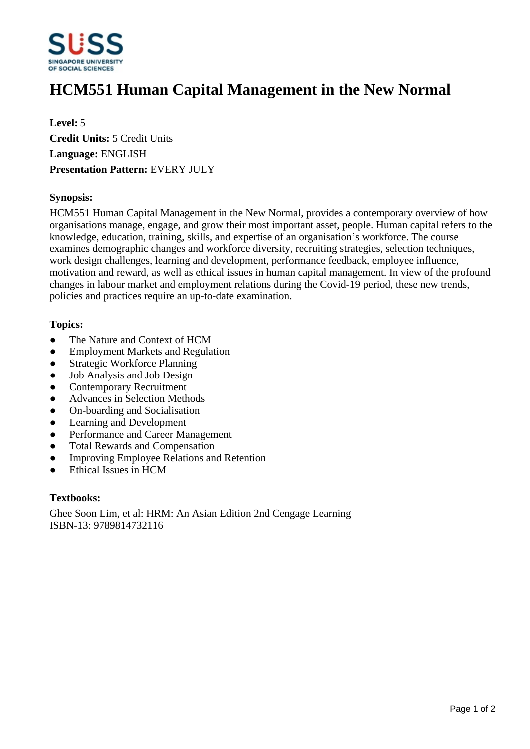# HCM551 Human Capital Management in the New Normal

**Level:** 5
**Credit Units:** 5 Credit Units
**Language:** ENGLISH
**Presentation Pattern:** EVERY JULY

**Synopsis:**

HCM551 Human Capital Management in the New Normal, provides a contemporary overview of how organisations manage, engage, and grow their most important asset, people. Human capital refers to the knowledge, education, training, skills, and expertise of an organisation's workforce. The course examines demographic changes and workforce diversity, recruiting strategies, selection techniques, work design challenges, learning and development, performance feedback, employee influence, motivation and reward, as well as ethical issues in human capital management. In view of the profound changes in labour market and employment relations during the Covid-19 period, these new trends, policies and practices require an up-to-date examination.

**Topics:**

- The Nature and Context of HCM
- Employment Markets and Regulation
- Strategic Workforce Planning
- Job Analysis and Job Design
- Contemporary Recruitment
- Advances in Selection Methods
- On-boarding and Socialisation
- Learning and Development
- Performance and Career Management
- Total Rewards and Compensation
- Improving Employee Relations and Retention
- Ethical Issues in HCM

**Textbooks:**

Ghee Soon Lim, et al: HRM: An Asian Edition 2nd Cengage Learning
ISBN-13: 9789814732116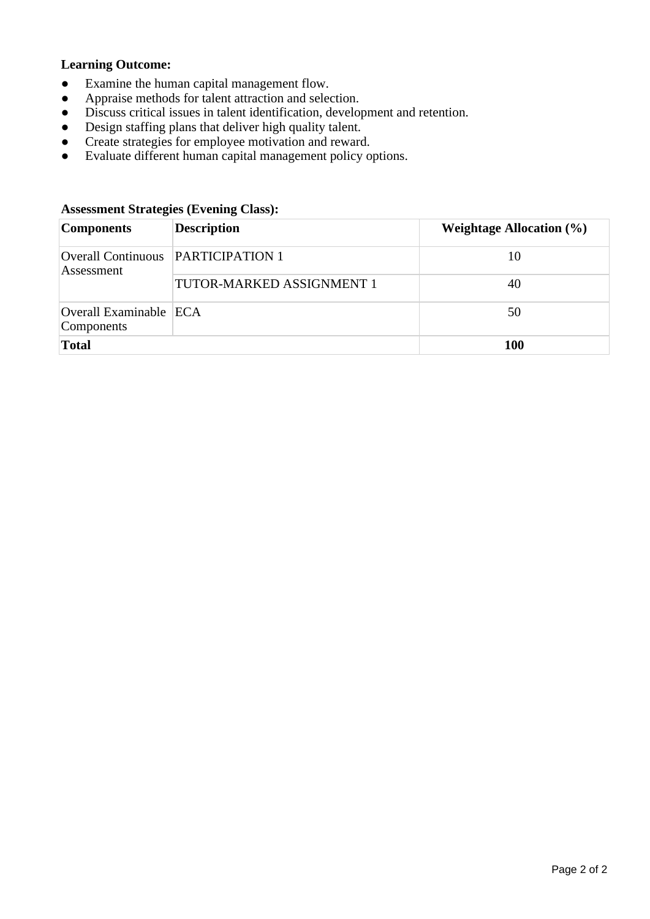**Learning Outcome:**

- Examine the human capital management flow.
- Appraise methods for talent attraction and selection.
- Discuss critical issues in talent identification, development and retention.
- Design staffing plans that deliver high quality talent.
- Create strategies for employee motivation and reward.
- Evaluate different human capital management policy options.

**Assessment Strategies (Evening Class):**

| Components | Description | Weightage Allocation (%) |
|---|---|---|
| Overall Continuous Assessment | PARTICIPATION 1 | 10 |
| | TUTOR-MARKED ASSIGNMENT 1 | 40 |
| Overall Examinable Components | ECA | 50 |
| **Total** | | **100** |